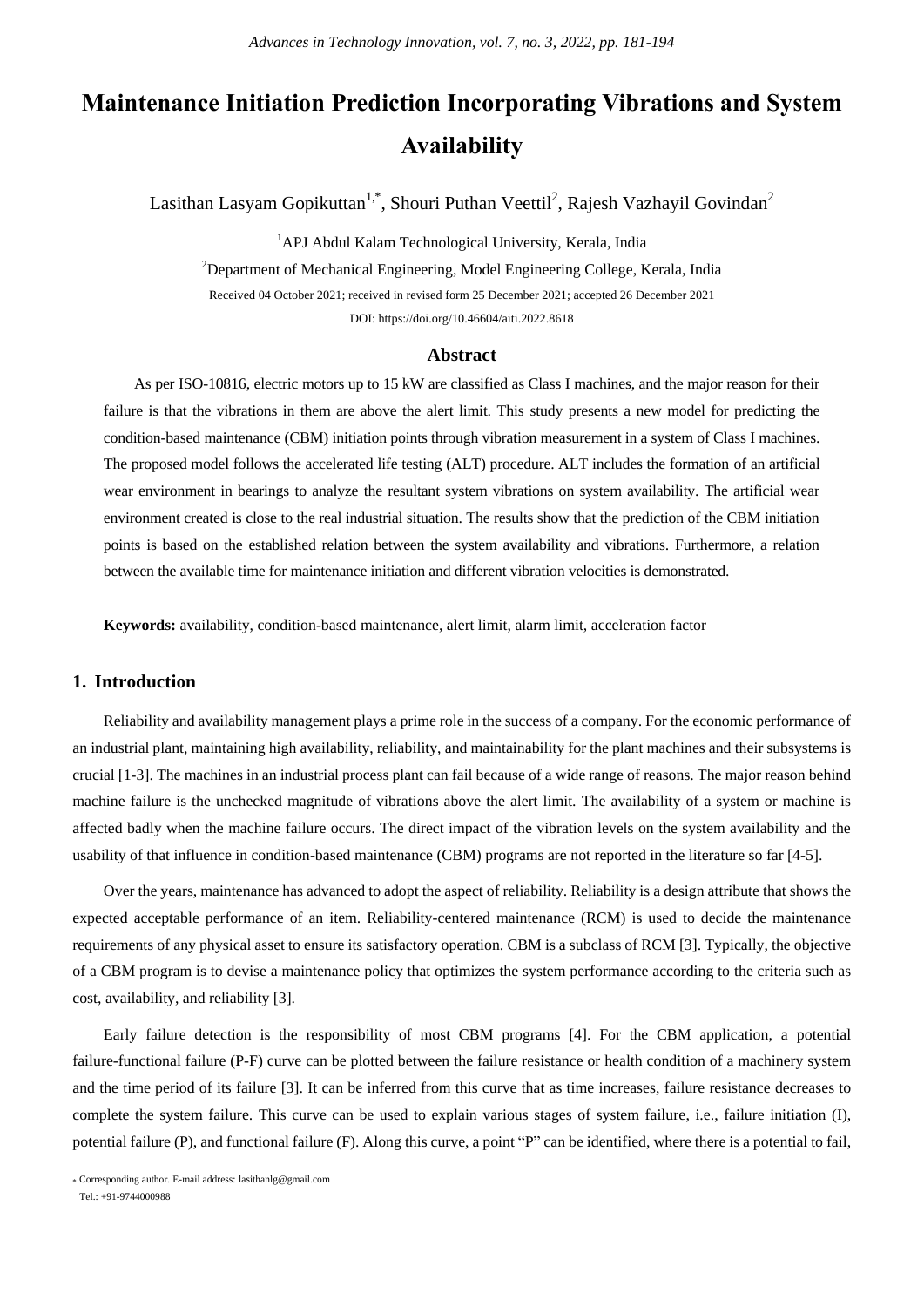# Maintenance Initiation Prediction Incorporating Vibrations and System Availability

Lasithan Lasyam Gopikuttan[1,*], Shouri Puthan Veettil[2], Rajesh Vazhayil Govindan[2]

[1]APJ Abdul Kalam Technological University, Kerala, India

[2]Department of Mechanical Engineering, Model Engineering College, Kerala, India

Received 04 October 2021; received in revised form 25 December 2021; accepted 26 December 2021

DOI: https://doi.org/10.46604/aiti.2022.8618

## Abstract

As per ISO-10816, electric motors up to 15 kW are classified as Class I machines, and the major reason for their failure is that the vibrations in them are above the alert limit. This study presents a new model for predicting the condition-based maintenance (CBM) initiation points through vibration measurement in a system of Class I machines. The proposed model follows the accelerated life testing (ALT) procedure. ALT includes the formation of an artificial wear environment in bearings to analyze the resultant system vibrations on system availability. The artificial wear environment created is close to the real industrial situation. The results show that the prediction of the CBM initiation points is based on the established relation between the system availability and vibrations. Furthermore, a relation between the available time for maintenance initiation and different vibration velocities is demonstrated.

**Keywords:** availability, condition-based maintenance, alert limit, alarm limit, acceleration factor

## 1. Introduction

Reliability and availability management plays a prime role in the success of a company. For the economic performance of an industrial plant, maintaining high availability, reliability, and maintainability for the plant machines and their subsystems is crucial [1-3]. The machines in an industrial process plant can fail because of a wide range of reasons. The major reason behind machine failure is the unchecked magnitude of vibrations above the alert limit. The availability of a system or machine is affected badly when the machine failure occurs. The direct impact of the vibration levels on the system availability and the usability of that influence in condition-based maintenance (CBM) programs are not reported in the literature so far [4-5].

Over the years, maintenance has advanced to adopt the aspect of reliability. Reliability is a design attribute that shows the expected acceptable performance of an item. Reliability-centered maintenance (RCM) is used to decide the maintenance requirements of any physical asset to ensure its satisfactory operation. CBM is a subclass of RCM [3]. Typically, the objective of a CBM program is to devise a maintenance policy that optimizes the system performance according to the criteria such as cost, availability, and reliability [3].

Early failure detection is the responsibility of most CBM programs [4]. For the CBM application, a potential failure-functional failure (P-F) curve can be plotted between the failure resistance or health condition of a machinery system and the time period of its failure [3]. It can be inferred from this curve that as time increases, failure resistance decreases to complete the system failure. This curve can be used to explain various stages of system failure, i.e., failure initiation (I), potential failure (P), and functional failure (F). Along this curve, a point "P" can be identified, where there is a potential to fail,

* Corresponding author. E-mail address: lasithanlg@gmail.com
Tel.: +91-9744000988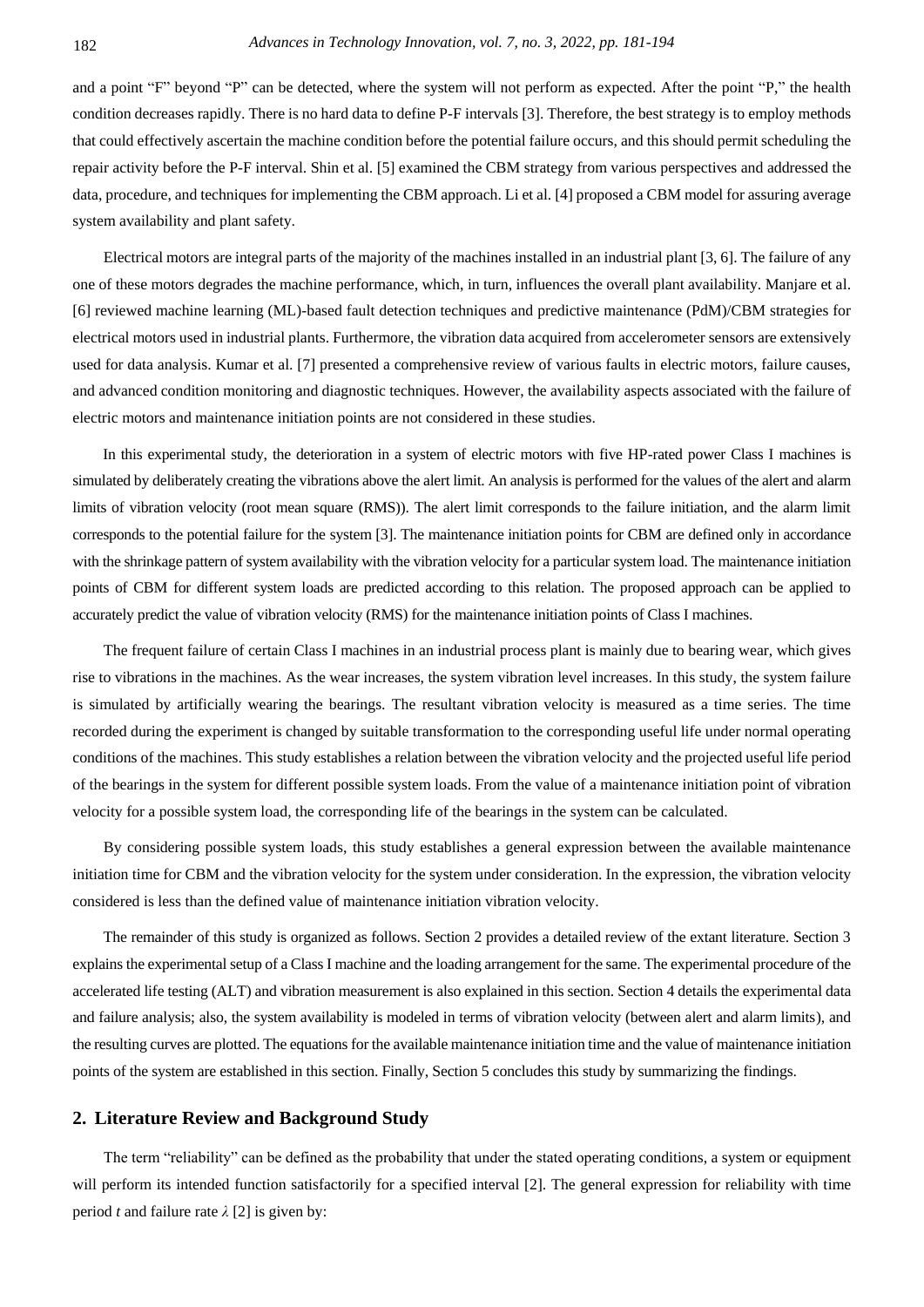and a point "F" beyond "P" can be detected, where the system will not perform as expected. After the point "P," the health condition decreases rapidly. There is no hard data to define P-F intervals [3]. Therefore, the best strategy is to employ methods that could effectively ascertain the machine condition before the potential failure occurs, and this should permit scheduling the repair activity before the P-F interval. Shin et al. [5] examined the CBM strategy from various perspectives and addressed the data, procedure, and techniques for implementing the CBM approach. Li et al. [4] proposed a CBM model for assuring average system availability and plant safety.

Electrical motors are integral parts of the majority of the machines installed in an industrial plant [3, 6]. The failure of any one of these motors degrades the machine performance, which, in turn, influences the overall plant availability. Manjare et al. [6] reviewed machine learning (ML)-based fault detection techniques and predictive maintenance (PdM)/CBM strategies for electrical motors used in industrial plants. Furthermore, the vibration data acquired from accelerometer sensors are extensively used for data analysis. Kumar et al. [7] presented a comprehensive review of various faults in electric motors, failure causes, and advanced condition monitoring and diagnostic techniques. However, the availability aspects associated with the failure of electric motors and maintenance initiation points are not considered in these studies.

In this experimental study, the deterioration in a system of electric motors with five HP-rated power Class I machines is simulated by deliberately creating the vibrations above the alert limit. An analysis is performed for the values of the alert and alarm limits of vibration velocity (root mean square (RMS)). The alert limit corresponds to the failure initiation, and the alarm limit corresponds to the potential failure for the system [3]. The maintenance initiation points for CBM are defined only in accordance with the shrinkage pattern of system availability with the vibration velocity for a particular system load. The maintenance initiation points of CBM for different system loads are predicted according to this relation. The proposed approach can be applied to accurately predict the value of vibration velocity (RMS) for the maintenance initiation points of Class I machines.

The frequent failure of certain Class I machines in an industrial process plant is mainly due to bearing wear, which gives rise to vibrations in the machines. As the wear increases, the system vibration level increases. In this study, the system failure is simulated by artificially wearing the bearings. The resultant vibration velocity is measured as a time series. The time recorded during the experiment is changed by suitable transformation to the corresponding useful life under normal operating conditions of the machines. This study establishes a relation between the vibration velocity and the projected useful life period of the bearings in the system for different possible system loads. From the value of a maintenance initiation point of vibration velocity for a possible system load, the corresponding life of the bearings in the system can be calculated.

By considering possible system loads, this study establishes a general expression between the available maintenance initiation time for CBM and the vibration velocity for the system under consideration. In the expression, the vibration velocity considered is less than the defined value of maintenance initiation vibration velocity.

The remainder of this study is organized as follows. Section 2 provides a detailed review of the extant literature. Section 3 explains the experimental setup of a Class I machine and the loading arrangement for the same. The experimental procedure of the accelerated life testing (ALT) and vibration measurement is also explained in this section. Section 4 details the experimental data and failure analysis; also, the system availability is modeled in terms of vibration velocity (between alert and alarm limits), and the resulting curves are plotted. The equations for the available maintenance initiation time and the value of maintenance initiation points of the system are established in this section. Finally, Section 5 concludes this study by summarizing the findings.

## 2. Literature Review and Background Study

The term "reliability" can be defined as the probability that under the stated operating conditions, a system or equipment will perform its intended function satisfactorily for a specified interval [2]. The general expression for reliability with time period $t$ and failure rate $\lambda$ [2] is given by: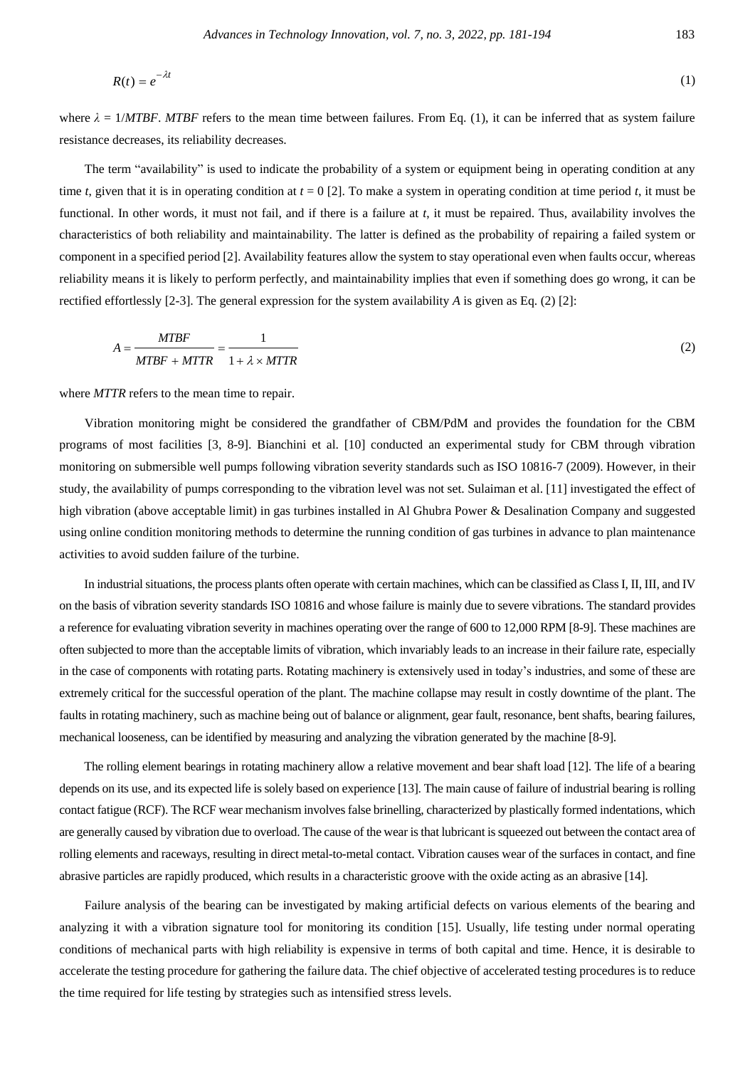$$R(t) = e^{-\lambda t} \tag{1}$$

where $\lambda$ = 1/*MTBF*. *MTBF* refers to the mean time between failures. From Eq. (1), it can be inferred that as system failure resistance decreases, its reliability decreases.

The term "availability" is used to indicate the probability of a system or equipment being in operating condition at any time *t*, given that it is in operating condition at $t = 0$ [2]. To make a system in operating condition at time period *t*, it must be functional. In other words, it must not fail, and if there is a failure at *t*, it must be repaired. Thus, availability involves the characteristics of both reliability and maintainability. The latter is defined as the probability of repairing a failed system or component in a specified period [2]. Availability features allow the system to stay operational even when faults occur, whereas reliability means it is likely to perform perfectly, and maintainability implies that even if something does go wrong, it can be rectified effortlessly [2-3]. The general expression for the system availability *A* is given as Eq. (2) [2]:

$$A = \frac{MTBF}{MTBF + MTTR} = \frac{1}{1 + \lambda \times MTTR} \tag{2}$$

where *MTTR* refers to the mean time to repair.

Vibration monitoring might be considered the grandfather of CBM/PdM and provides the foundation for the CBM programs of most facilities [3, 8-9]. Bianchini et al. [10] conducted an experimental study for CBM through vibration monitoring on submersible well pumps following vibration severity standards such as ISO 10816-7 (2009). However, in their study, the availability of pumps corresponding to the vibration level was not set. Sulaiman et al. [11] investigated the effect of high vibration (above acceptable limit) in gas turbines installed in Al Ghubra Power & Desalination Company and suggested using online condition monitoring methods to determine the running condition of gas turbines in advance to plan maintenance activities to avoid sudden failure of the turbine.

In industrial situations, the process plants often operate with certain machines, which can be classified as Class I, II, III, and IV on the basis of vibration severity standards ISO 10816 and whose failure is mainly due to severe vibrations. The standard provides a reference for evaluating vibration severity in machines operating over the range of 600 to 12,000 RPM [8-9]. These machines are often subjected to more than the acceptable limits of vibration, which invariably leads to an increase in their failure rate, especially in the case of components with rotating parts. Rotating machinery is extensively used in today's industries, and some of these are extremely critical for the successful operation of the plant. The machine collapse may result in costly downtime of the plant. The faults in rotating machinery, such as machine being out of balance or alignment, gear fault, resonance, bent shafts, bearing failures, mechanical looseness, can be identified by measuring and analyzing the vibration generated by the machine [8-9].

The rolling element bearings in rotating machinery allow a relative movement and bear shaft load [12]. The life of a bearing depends on its use, and its expected life is solely based on experience [13]. The main cause of failure of industrial bearing is rolling contact fatigue (RCF). The RCF wear mechanism involves false brinelling, characterized by plastically formed indentations, which are generally caused by vibration due to overload. The cause of the wear is that lubricant is squeezed out between the contact area of rolling elements and raceways, resulting in direct metal-to-metal contact. Vibration causes wear of the surfaces in contact, and fine abrasive particles are rapidly produced, which results in a characteristic groove with the oxide acting as an abrasive [14].

Failure analysis of the bearing can be investigated by making artificial defects on various elements of the bearing and analyzing it with a vibration signature tool for monitoring its condition [15]. Usually, life testing under normal operating conditions of mechanical parts with high reliability is expensive in terms of both capital and time. Hence, it is desirable to accelerate the testing procedure for gathering the failure data. The chief objective of accelerated testing procedures is to reduce the time required for life testing by strategies such as intensified stress levels.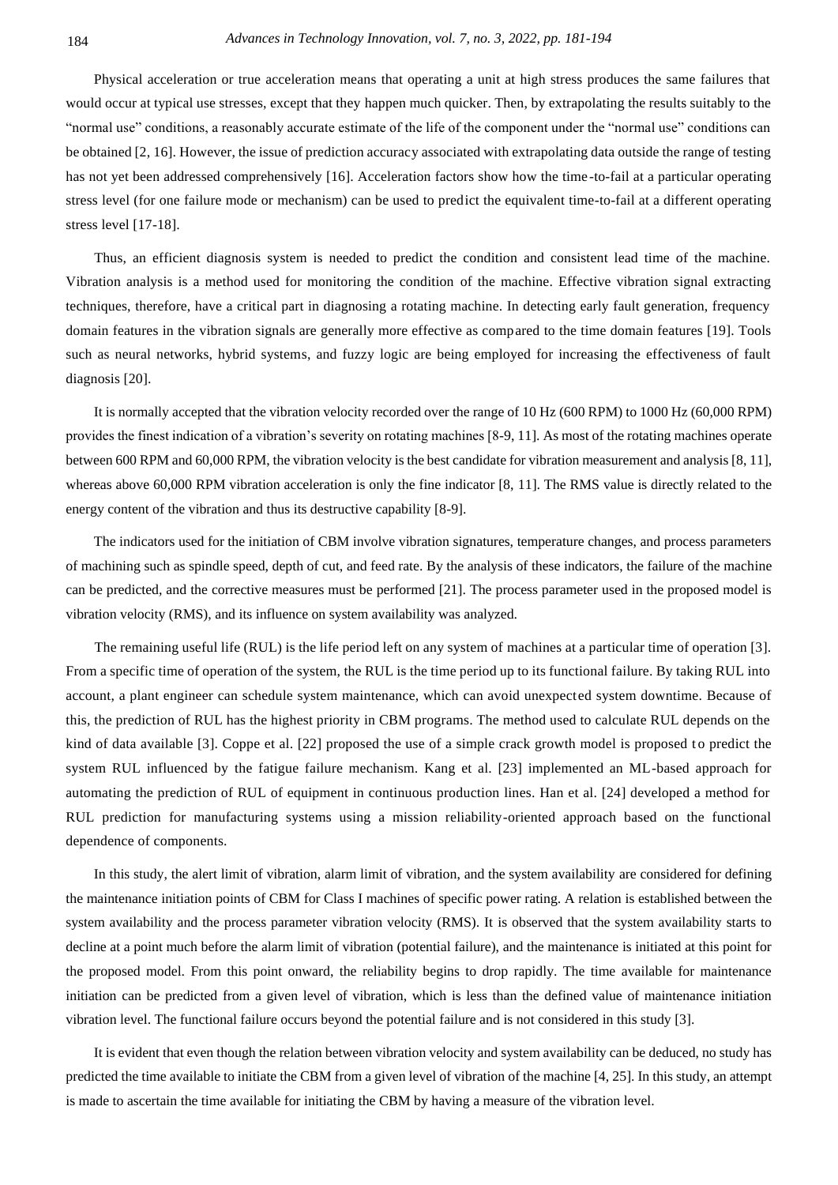Physical acceleration or true acceleration means that operating a unit at high stress produces the same failures that would occur at typical use stresses, except that they happen much quicker. Then, by extrapolating the results suitably to the "normal use" conditions, a reasonably accurate estimate of the life of the component under the "normal use" conditions can be obtained [2, 16]. However, the issue of prediction accuracy associated with extrapolating data outside the range of testing has not yet been addressed comprehensively [16]. Acceleration factors show how the time-to-fail at a particular operating stress level (for one failure mode or mechanism) can be used to predict the equivalent time-to-fail at a different operating stress level [17-18].

Thus, an efficient diagnosis system is needed to predict the condition and consistent lead time of the machine. Vibration analysis is a method used for monitoring the condition of the machine. Effective vibration signal extracting techniques, therefore, have a critical part in diagnosing a rotating machine. In detecting early fault generation, frequency domain features in the vibration signals are generally more effective as compared to the time domain features [19]. Tools such as neural networks, hybrid systems, and fuzzy logic are being employed for increasing the effectiveness of fault diagnosis [20].

It is normally accepted that the vibration velocity recorded over the range of 10 Hz (600 RPM) to 1000 Hz (60,000 RPM) provides the finest indication of a vibration's severity on rotating machines [8-9, 11]. As most of the rotating machines operate between 600 RPM and 60,000 RPM, the vibration velocity is the best candidate for vibration measurement and analysis [8, 11], whereas above 60,000 RPM vibration acceleration is only the fine indicator [8, 11]. The RMS value is directly related to the energy content of the vibration and thus its destructive capability [8-9].

The indicators used for the initiation of CBM involve vibration signatures, temperature changes, and process parameters of machining such as spindle speed, depth of cut, and feed rate. By the analysis of these indicators, the failure of the machine can be predicted, and the corrective measures must be performed [21]. The process parameter used in the proposed model is vibration velocity (RMS), and its influence on system availability was analyzed.

The remaining useful life (RUL) is the life period left on any system of machines at a particular time of operation [3]. From a specific time of operation of the system, the RUL is the time period up to its functional failure. By taking RUL into account, a plant engineer can schedule system maintenance, which can avoid unexpected system downtime. Because of this, the prediction of RUL has the highest priority in CBM programs. The method used to calculate RUL depends on the kind of data available [3]. Coppe et al. [22] proposed the use of a simple crack growth model is proposed to predict the system RUL influenced by the fatigue failure mechanism. Kang et al. [23] implemented an ML-based approach for automating the prediction of RUL of equipment in continuous production lines. Han et al. [24] developed a method for RUL prediction for manufacturing systems using a mission reliability-oriented approach based on the functional dependence of components.

In this study, the alert limit of vibration, alarm limit of vibration, and the system availability are considered for defining the maintenance initiation points of CBM for Class I machines of specific power rating. A relation is established between the system availability and the process parameter vibration velocity (RMS). It is observed that the system availability starts to decline at a point much before the alarm limit of vibration (potential failure), and the maintenance is initiated at this point for the proposed model. From this point onward, the reliability begins to drop rapidly. The time available for maintenance initiation can be predicted from a given level of vibration, which is less than the defined value of maintenance initiation vibration level. The functional failure occurs beyond the potential failure and is not considered in this study [3].

It is evident that even though the relation between vibration velocity and system availability can be deduced, no study has predicted the time available to initiate the CBM from a given level of vibration of the machine [4, 25]. In this study, an attempt is made to ascertain the time available for initiating the CBM by having a measure of the vibration level.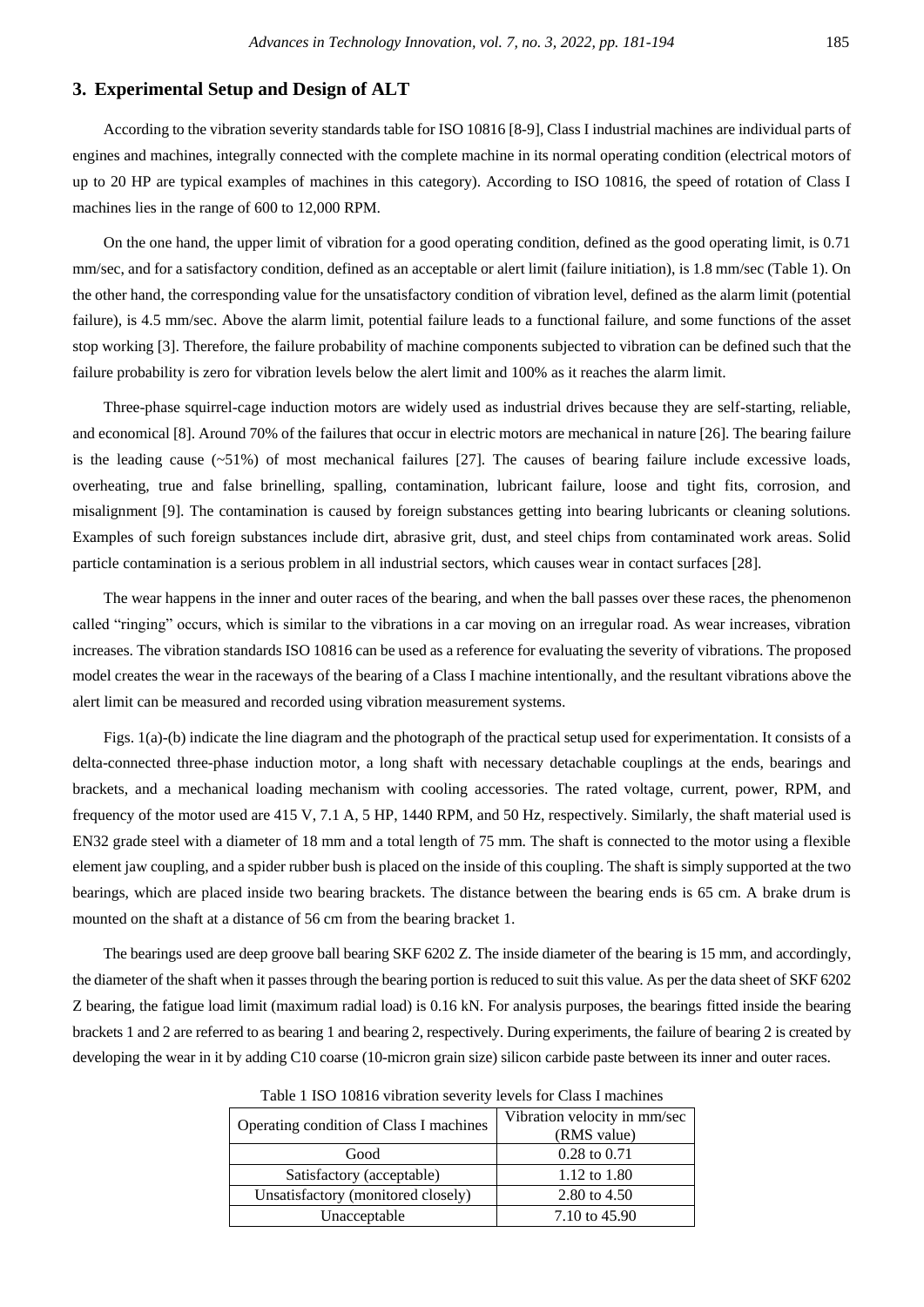## 3. Experimental Setup and Design of ALT

According to the vibration severity standards table for ISO 10816 [8-9], Class I industrial machines are individual parts of engines and machines, integrally connected with the complete machine in its normal operating condition (electrical motors of up to 20 HP are typical examples of machines in this category). According to ISO 10816, the speed of rotation of Class I machines lies in the range of 600 to 12,000 RPM.

On the one hand, the upper limit of vibration for a good operating condition, defined as the good operating limit, is 0.71 mm/sec, and for a satisfactory condition, defined as an acceptable or alert limit (failure initiation), is 1.8 mm/sec (Table 1). On the other hand, the corresponding value for the unsatisfactory condition of vibration level, defined as the alarm limit (potential failure), is 4.5 mm/sec. Above the alarm limit, potential failure leads to a functional failure, and some functions of the asset stop working [3]. Therefore, the failure probability of machine components subjected to vibration can be defined such that the failure probability is zero for vibration levels below the alert limit and 100% as it reaches the alarm limit.

Three-phase squirrel-cage induction motors are widely used as industrial drives because they are self-starting, reliable, and economical [8]. Around 70% of the failures that occur in electric motors are mechanical in nature [26]. The bearing failure is the leading cause (~51%) of most mechanical failures [27]. The causes of bearing failure include excessive loads, overheating, true and false brinelling, spalling, contamination, lubricant failure, loose and tight fits, corrosion, and misalignment [9]. The contamination is caused by foreign substances getting into bearing lubricants or cleaning solutions. Examples of such foreign substances include dirt, abrasive grit, dust, and steel chips from contaminated work areas. Solid particle contamination is a serious problem in all industrial sectors, which causes wear in contact surfaces [28].

The wear happens in the inner and outer races of the bearing, and when the ball passes over these races, the phenomenon called "ringing" occurs, which is similar to the vibrations in a car moving on an irregular road. As wear increases, vibration increases. The vibration standards ISO 10816 can be used as a reference for evaluating the severity of vibrations. The proposed model creates the wear in the raceways of the bearing of a Class I machine intentionally, and the resultant vibrations above the alert limit can be measured and recorded using vibration measurement systems.

Figs. 1(a)-(b) indicate the line diagram and the photograph of the practical setup used for experimentation. It consists of a delta-connected three-phase induction motor, a long shaft with necessary detachable couplings at the ends, bearings and brackets, and a mechanical loading mechanism with cooling accessories. The rated voltage, current, power, RPM, and frequency of the motor used are 415 V, 7.1 A, 5 HP, 1440 RPM, and 50 Hz, respectively. Similarly, the shaft material used is EN32 grade steel with a diameter of 18 mm and a total length of 75 mm. The shaft is connected to the motor using a flexible element jaw coupling, and a spider rubber bush is placed on the inside of this coupling. The shaft is simply supported at the two bearings, which are placed inside two bearing brackets. The distance between the bearing ends is 65 cm. A brake drum is mounted on the shaft at a distance of 56 cm from the bearing bracket 1.

The bearings used are deep groove ball bearing SKF 6202 Z. The inside diameter of the bearing is 15 mm, and accordingly, the diameter of the shaft when it passes through the bearing portion is reduced to suit this value. As per the data sheet of SKF 6202 Z bearing, the fatigue load limit (maximum radial load) is 0.16 kN. For analysis purposes, the bearings fitted inside the bearing brackets 1 and 2 are referred to as bearing 1 and bearing 2, respectively. During experiments, the failure of bearing 2 is created by developing the wear in it by adding C10 coarse (10-micron grain size) silicon carbide paste between its inner and outer races.

Table 1 ISO 10816 vibration severity levels for Class I machines

| Operating condition of Class I machines | Vibration velocity in mm/sec (RMS value) |
| --- | --- |
| Good | 0.28 to 0.71 |
| Satisfactory (acceptable) | 1.12 to 1.80 |
| Unsatisfactory (monitored closely) | 2.80 to 4.50 |
| Unacceptable | 7.10 to 45.90 |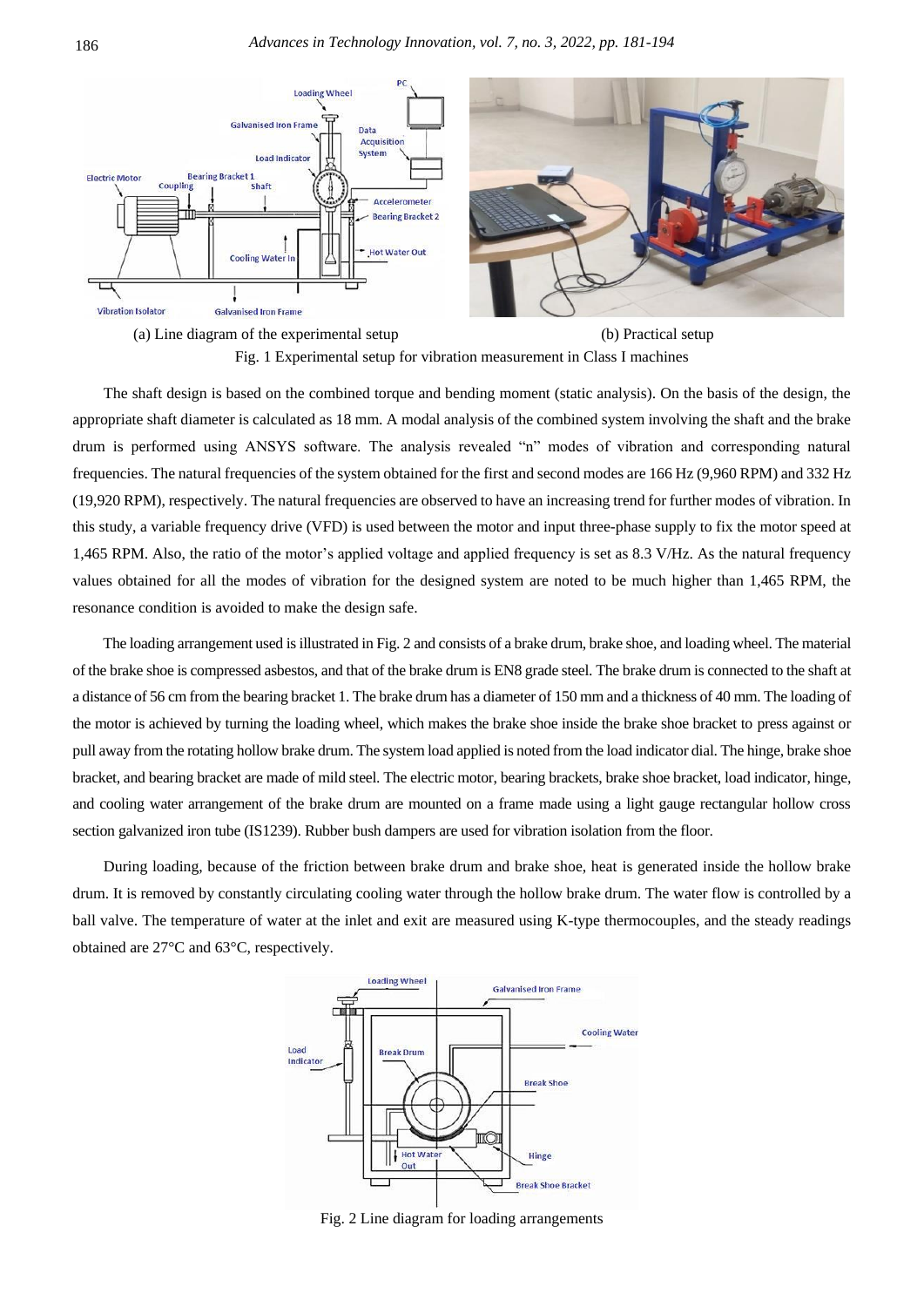(a) Line diagram of the experimental setup

(b) Practical setup

Fig. 1 Experimental setup for vibration measurement in Class I machines

The shaft design is based on the combined torque and bending moment (static analysis). On the basis of the design, the appropriate shaft diameter is calculated as 18 mm. A modal analysis of the combined system involving the shaft and the brake drum is performed using ANSYS software. The analysis revealed "n" modes of vibration and corresponding natural frequencies. The natural frequencies of the system obtained for the first and second modes are 166 Hz (9,960 RPM) and 332 Hz (19,920 RPM), respectively. The natural frequencies are observed to have an increasing trend for further modes of vibration. In this study, a variable frequency drive (VFD) is used between the motor and input three-phase supply to fix the motor speed at 1,465 RPM. Also, the ratio of the motor's applied voltage and applied frequency is set as 8.3 V/Hz. As the natural frequency values obtained for all the modes of vibration for the designed system are noted to be much higher than 1,465 RPM, the resonance condition is avoided to make the design safe.

The loading arrangement used is illustrated in Fig. 2 and consists of a brake drum, brake shoe, and loading wheel. The material of the brake shoe is compressed asbestos, and that of the brake drum is EN8 grade steel. The brake drum is connected to the shaft at a distance of 56 cm from the bearing bracket 1. The brake drum has a diameter of 150 mm and a thickness of 40 mm. The loading of the motor is achieved by turning the loading wheel, which makes the brake shoe inside the brake shoe bracket to press against or pull away from the rotating hollow brake drum. The system load applied is noted from the load indicator dial. The hinge, brake shoe bracket, and bearing bracket are made of mild steel. The electric motor, bearing brackets, brake shoe bracket, load indicator, hinge, and cooling water arrangement of the brake drum are mounted on a frame made using a light gauge rectangular hollow cross section galvanized iron tube (IS1239). Rubber bush dampers are used for vibration isolation from the floor.

During loading, because of the friction between brake drum and brake shoe, heat is generated inside the hollow brake drum. It is removed by constantly circulating cooling water through the hollow brake drum. The water flow is controlled by a ball valve. The temperature of water at the inlet and exit are measured using K-type thermocouples, and the steady readings obtained are 27°C and 63°C, respectively.

Fig. 2 Line diagram for loading arrangements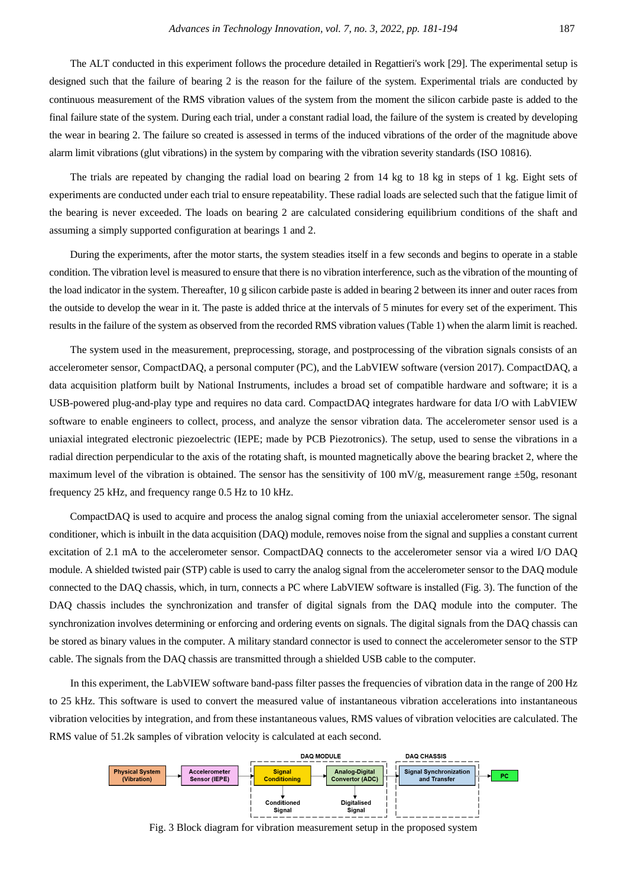The ALT conducted in this experiment follows the procedure detailed in Regattieri's work [29]. The experimental setup is designed such that the failure of bearing 2 is the reason for the failure of the system. Experimental trials are conducted by continuous measurement of the RMS vibration values of the system from the moment the silicon carbide paste is added to the final failure state of the system. During each trial, under a constant radial load, the failure of the system is created by developing the wear in bearing 2. The failure so created is assessed in terms of the induced vibrations of the order of the magnitude above alarm limit vibrations (glut vibrations) in the system by comparing with the vibration severity standards (ISO 10816).

The trials are repeated by changing the radial load on bearing 2 from 14 kg to 18 kg in steps of 1 kg. Eight sets of experiments are conducted under each trial to ensure repeatability. These radial loads are selected such that the fatigue limit of the bearing is never exceeded. The loads on bearing 2 are calculated considering equilibrium conditions of the shaft and assuming a simply supported configuration at bearings 1 and 2.

During the experiments, after the motor starts, the system steadies itself in a few seconds and begins to operate in a stable condition. The vibration level is measured to ensure that there is no vibration interference, such as the vibration of the mounting of the load indicator in the system. Thereafter, 10 g silicon carbide paste is added in bearing 2 between its inner and outer races from the outside to develop the wear in it. The paste is added thrice at the intervals of 5 minutes for every set of the experiment. This results in the failure of the system as observed from the recorded RMS vibration values (Table 1) when the alarm limit is reached.

The system used in the measurement, preprocessing, storage, and postprocessing of the vibration signals consists of an accelerometer sensor, CompactDAQ, a personal computer (PC), and the LabVIEW software (version 2017). CompactDAQ, a data acquisition platform built by National Instruments, includes a broad set of compatible hardware and software; it is a USB-powered plug-and-play type and requires no data card. CompactDAQ integrates hardware for data I/O with LabVIEW software to enable engineers to collect, process, and analyze the sensor vibration data. The accelerometer sensor used is a uniaxial integrated electronic piezoelectric (IEPE; made by PCB Piezotronics). The setup, used to sense the vibrations in a radial direction perpendicular to the axis of the rotating shaft, is mounted magnetically above the bearing bracket 2, where the maximum level of the vibration is obtained. The sensor has the sensitivity of 100 mV/g, measurement range ±50g, resonant frequency 25 kHz, and frequency range 0.5 Hz to 10 kHz.

CompactDAQ is used to acquire and process the analog signal coming from the uniaxial accelerometer sensor. The signal conditioner, which is inbuilt in the data acquisition (DAQ) module, removes noise from the signal and supplies a constant current excitation of 2.1 mA to the accelerometer sensor. CompactDAQ connects to the accelerometer sensor via a wired I/O DAQ module. A shielded twisted pair (STP) cable is used to carry the analog signal from the accelerometer sensor to the DAQ module connected to the DAQ chassis, which, in turn, connects a PC where LabVIEW software is installed (Fig. 3). The function of the DAQ chassis includes the synchronization and transfer of digital signals from the DAQ module into the computer. The synchronization involves determining or enforcing and ordering events on signals. The digital signals from the DAQ chassis can be stored as binary values in the computer. A military standard connector is used to connect the accelerometer sensor to the STP cable. The signals from the DAQ chassis are transmitted through a shielded USB cable to the computer.

In this experiment, the LabVIEW software band-pass filter passes the frequencies of vibration data in the range of 200 Hz to 25 kHz. This software is used to convert the measured value of instantaneous vibration accelerations into instantaneous vibration velocities by integration, and from these instantaneous values, RMS values of vibration velocities are calculated. The RMS value of 51.2k samples of vibration velocity is calculated at each second.

Physical System (Vibration) → Accelerometer Sensor (IEPE) → DAQ MODULE [Signal Conditioning → Conditioned Signal; Analog-Digital Convertor (ADC) → Digitalised Signal] → DAQ CHASSIS [Signal Synchronization and Transfer] → PC

Fig. 3 Block diagram for vibration measurement setup in the proposed system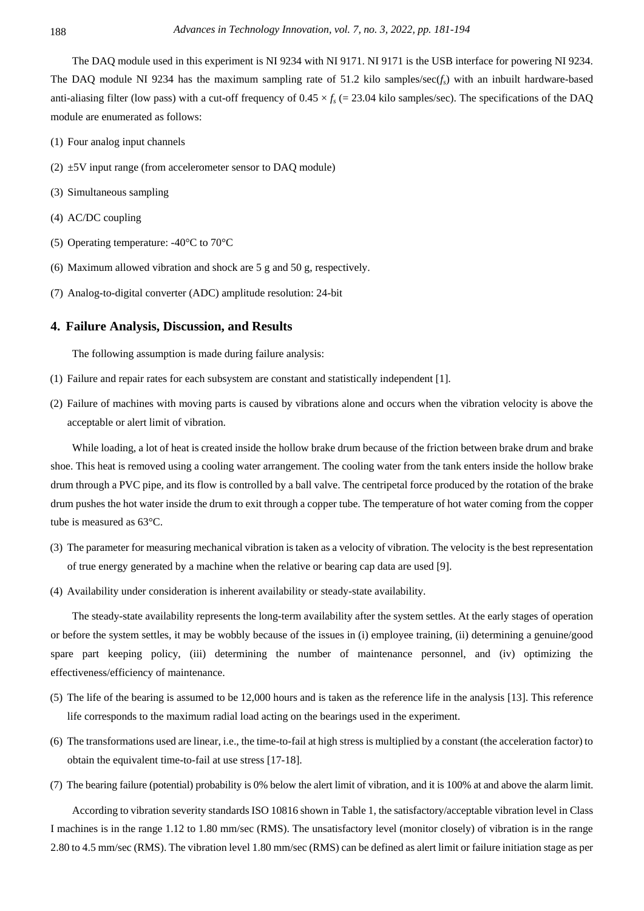The DAQ module used in this experiment is NI 9234 with NI 9171. NI 9171 is the USB interface for powering NI 9234. The DAQ module NI 9234 has the maximum sampling rate of 51.2 kilo samples/sec($f_s$) with an inbuilt hardware-based anti-aliasing filter (low pass) with a cut-off frequency of $0.45 \times f_s$ (= 23.04 kilo samples/sec). The specifications of the DAQ module are enumerated as follows:

(1) Four analog input channels

(2) ±5V input range (from accelerometer sensor to DAQ module)

(3) Simultaneous sampling

(4) AC/DC coupling

(5) Operating temperature: -40°C to 70°C

(6) Maximum allowed vibration and shock are 5 g and 50 g, respectively.

(7) Analog-to-digital converter (ADC) amplitude resolution: 24-bit

## 4. Failure Analysis, Discussion, and Results

The following assumption is made during failure analysis:

(1) Failure and repair rates for each subsystem are constant and statistically independent [1].

(2) Failure of machines with moving parts is caused by vibrations alone and occurs when the vibration velocity is above the acceptable or alert limit of vibration.

While loading, a lot of heat is created inside the hollow brake drum because of the friction between brake drum and brake shoe. This heat is removed using a cooling water arrangement. The cooling water from the tank enters inside the hollow brake drum through a PVC pipe, and its flow is controlled by a ball valve. The centripetal force produced by the rotation of the brake drum pushes the hot water inside the drum to exit through a copper tube. The temperature of hot water coming from the copper tube is measured as 63°C.

(3) The parameter for measuring mechanical vibration is taken as a velocity of vibration. The velocity is the best representation of true energy generated by a machine when the relative or bearing cap data are used [9].

(4) Availability under consideration is inherent availability or steady-state availability.

The steady-state availability represents the long-term availability after the system settles. At the early stages of operation or before the system settles, it may be wobbly because of the issues in (i) employee training, (ii) determining a genuine/good spare part keeping policy, (iii) determining the number of maintenance personnel, and (iv) optimizing the effectiveness/efficiency of maintenance.

(5) The life of the bearing is assumed to be 12,000 hours and is taken as the reference life in the analysis [13]. This reference life corresponds to the maximum radial load acting on the bearings used in the experiment.

(6) The transformations used are linear, i.e., the time-to-fail at high stress is multiplied by a constant (the acceleration factor) to obtain the equivalent time-to-fail at use stress [17-18].

(7) The bearing failure (potential) probability is 0% below the alert limit of vibration, and it is 100% at and above the alarm limit.

According to vibration severity standards ISO 10816 shown in Table 1, the satisfactory/acceptable vibration level in Class I machines is in the range 1.12 to 1.80 mm/sec (RMS). The unsatisfactory level (monitor closely) of vibration is in the range 2.80 to 4.5 mm/sec (RMS). The vibration level 1.80 mm/sec (RMS) can be defined as alert limit or failure initiation stage as per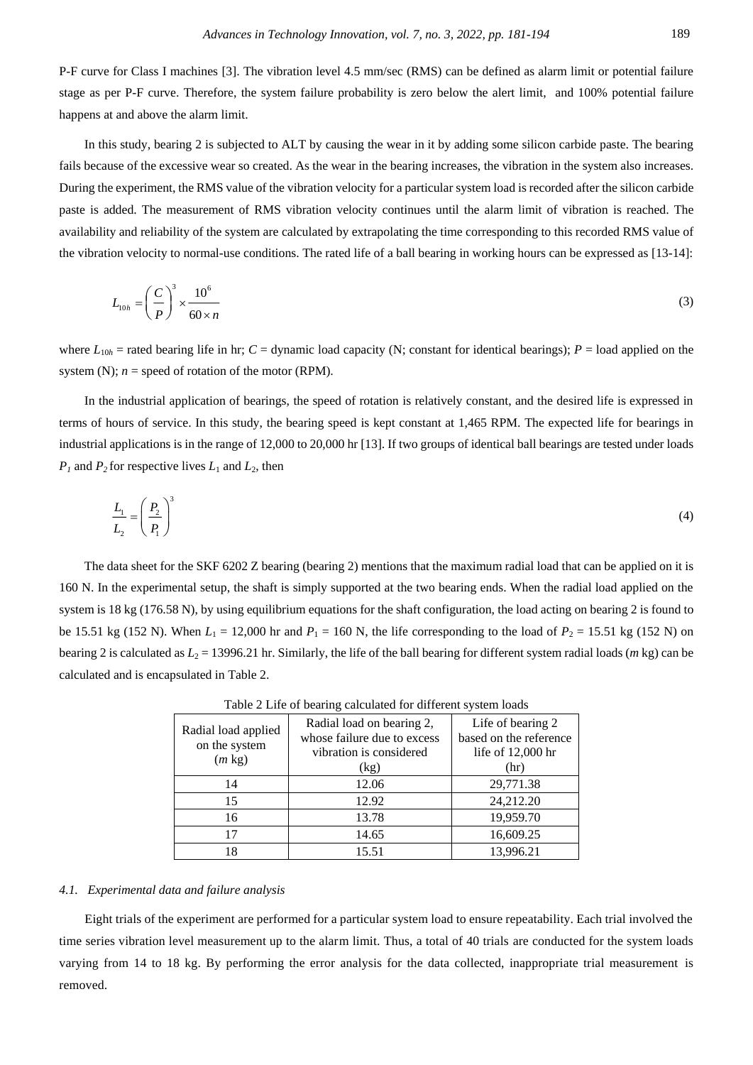P-F curve for Class I machines [3]. The vibration level 4.5 mm/sec (RMS) can be defined as alarm limit or potential failure stage as per P-F curve. Therefore, the system failure probability is zero below the alert limit, and 100% potential failure happens at and above the alarm limit.

In this study, bearing 2 is subjected to ALT by causing the wear in it by adding some silicon carbide paste. The bearing fails because of the excessive wear so created. As the wear in the bearing increases, the vibration in the system also increases. During the experiment, the RMS value of the vibration velocity for a particular system load is recorded after the silicon carbide paste is added. The measurement of RMS vibration velocity continues until the alarm limit of vibration is reached. The availability and reliability of the system are calculated by extrapolating the time corresponding to this recorded RMS value of the vibration velocity to normal-use conditions. The rated life of a ball bearing in working hours can be expressed as [13-14]:

$$L_{10h} = \left(\frac{C}{P}\right)^3 \times \frac{10^6}{60 \times n} \tag{3}$$

where $L_{10h}$ = rated bearing life in hr; $C$ = dynamic load capacity (N; constant for identical bearings); $P$ = load applied on the system (N); $n$ = speed of rotation of the motor (RPM).

In the industrial application of bearings, the speed of rotation is relatively constant, and the desired life is expressed in terms of hours of service. In this study, the bearing speed is kept constant at 1,465 RPM. The expected life for bearings in industrial applications is in the range of 12,000 to 20,000 hr [13]. If two groups of identical ball bearings are tested under loads $P_1$ and $P_2$ for respective lives $L_1$ and $L_2$, then

$$\frac{L_1}{L_2} = \left(\frac{P_2}{P_1}\right)^3 \tag{4}$$

The data sheet for the SKF 6202 Z bearing (bearing 2) mentions that the maximum radial load that can be applied on it is 160 N. In the experimental setup, the shaft is simply supported at the two bearing ends. When the radial load applied on the system is 18 kg (176.58 N), by using equilibrium equations for the shaft configuration, the load acting on bearing 2 is found to be 15.51 kg (152 N). When $L_1$ = 12,000 hr and $P_1$ = 160 N, the life corresponding to the load of $P_2$ = 15.51 kg (152 N) on bearing 2 is calculated as $L_2$ = 13996.21 hr. Similarly, the life of the ball bearing for different system radial loads ($m$ kg) can be calculated and is encapsulated in Table 2.

Table 2 Life of bearing calculated for different system loads

| Radial load applied on the system ($m$ kg) | Radial load on bearing 2, whose failure due to excess vibration is considered (kg) | Life of bearing 2 based on the reference life of 12,000 hr (hr) |
|---|---|---|
| 14 | 12.06 | 29,771.38 |
| 15 | 12.92 | 24,212.20 |
| 16 | 13.78 | 19,959.70 |
| 17 | 14.65 | 16,609.25 |
| 18 | 15.51 | 13,996.21 |

### *4.1. Experimental data and failure analysis*

Eight trials of the experiment are performed for a particular system load to ensure repeatability. Each trial involved the time series vibration level measurement up to the alarm limit. Thus, a total of 40 trials are conducted for the system loads varying from 14 to 18 kg. By performing the error analysis for the data collected, inappropriate trial measurement is removed.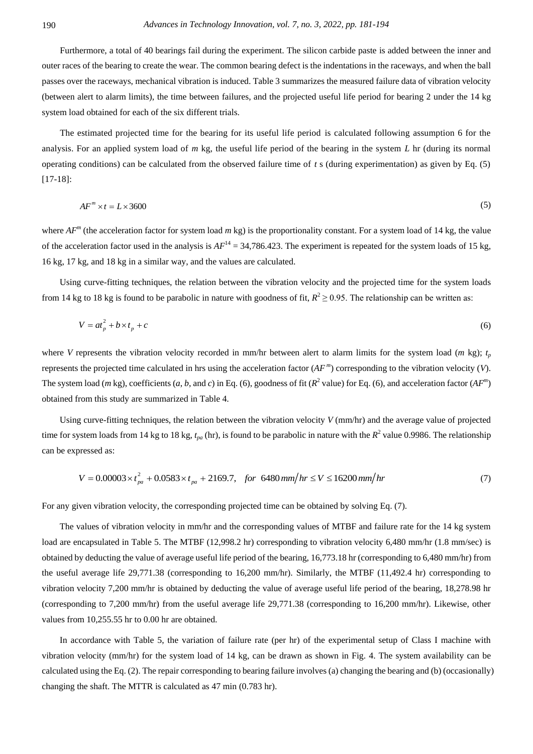Furthermore, a total of 40 bearings fail during the experiment. The silicon carbide paste is added between the inner and outer races of the bearing to create the wear. The common bearing defect is the indentations in the raceways, and when the ball passes over the raceways, mechanical vibration is induced. Table 3 summarizes the measured failure data of vibration velocity (between alert to alarm limits), the time between failures, and the projected useful life period for bearing 2 under the 14 kg system load obtained for each of the six different trials.

The estimated projected time for the bearing for its useful life period is calculated following assumption 6 for the analysis. For an applied system load of $m$ kg, the useful life period of the bearing in the system $L$ hr (during its normal operating conditions) can be calculated from the observed failure time of $t$ s (during experimentation) as given by Eq. (5) [17-18]:

$$AF^m \times t = L \times 3600 \tag{5}$$

where $AF^m$ (the acceleration factor for system load $m$ kg) is the proportionality constant. For a system load of 14 kg, the value of the acceleration factor used in the analysis is $AF^{14} = 34{,}786.423$. The experiment is repeated for the system loads of 15 kg, 16 kg, 17 kg, and 18 kg in a similar way, and the values are calculated.

Using curve-fitting techniques, the relation between the vibration velocity and the projected time for the system loads from 14 kg to 18 kg is found to be parabolic in nature with goodness of fit, $R^2 \geq 0.95$. The relationship can be written as:

$$V = at_p^2 + b \times t_p + c \tag{6}$$

where $V$ represents the vibration velocity recorded in mm/hr between alert to alarm limits for the system load ($m$ kg); $t_p$ represents the projected time calculated in hrs using the acceleration factor ($AF^m$) corresponding to the vibration velocity ($V$). The system load ($m$ kg), coefficients ($a$, $b$, and $c$) in Eq. (6), goodness of fit ($R^2$ value) for Eq. (6), and acceleration factor ($AF^m$) obtained from this study are summarized in Table 4.

Using curve-fitting techniques, the relation between the vibration velocity $V$ (mm/hr) and the average value of projected time for system loads from 14 kg to 18 kg, $t_{pa}$ (hr), is found to be parabolic in nature with the $R^2$ value 0.9986. The relationship can be expressed as:

$$V = 0.00003 \times t_{pa}^2 + 0.0583 \times t_{pa} + 2169.7, \quad for \;\; 6480\, mm/hr \leq V \leq 16200\, mm/hr \tag{7}$$

For any given vibration velocity, the corresponding projected time can be obtained by solving Eq. (7).

The values of vibration velocity in mm/hr and the corresponding values of MTBF and failure rate for the 14 kg system load are encapsulated in Table 5. The MTBF (12,998.2 hr) corresponding to vibration velocity 6,480 mm/hr (1.8 mm/sec) is obtained by deducting the value of average useful life period of the bearing, 16,773.18 hr (corresponding to 6,480 mm/hr) from the useful average life 29,771.38 (corresponding to 16,200 mm/hr). Similarly, the MTBF (11,492.4 hr) corresponding to vibration velocity 7,200 mm/hr is obtained by deducting the value of average useful life period of the bearing, 18,278.98 hr (corresponding to 7,200 mm/hr) from the useful average life 29,771.38 (corresponding to 16,200 mm/hr). Likewise, other values from 10,255.55 hr to 0.00 hr are obtained.

In accordance with Table 5, the variation of failure rate (per hr) of the experimental setup of Class I machine with vibration velocity (mm/hr) for the system load of 14 kg, can be drawn as shown in Fig. 4. The system availability can be calculated using the Eq. (2). The repair corresponding to bearing failure involves (a) changing the bearing and (b) (occasionally) changing the shaft. The MTTR is calculated as 47 min (0.783 hr).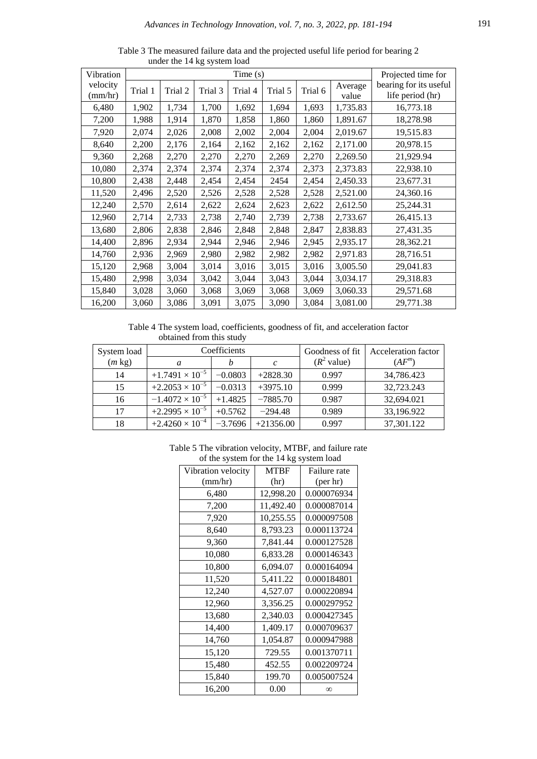Table 3 The measured failure data and the projected useful life period for bearing 2 under the 14 kg system load

| Vibration velocity (mm/hr) | Time (s) | | | | | | | Projected time for bearing for its useful life period (hr) |
|---|---|---|---|---|---|---|---|---|
| | Trial 1 | Trial 2 | Trial 3 | Trial 4 | Trial 5 | Trial 6 | Average value | |
| 6,480 | 1,902 | 1,734 | 1,700 | 1,692 | 1,694 | 1,693 | 1,735.83 | 16,773.18 |
| 7,200 | 1,988 | 1,914 | 1,870 | 1,858 | 1,860 | 1,860 | 1,891.67 | 18,278.98 |
| 7,920 | 2,074 | 2,026 | 2,008 | 2,002 | 2,004 | 2,004 | 2,019.67 | 19,515.83 |
| 8,640 | 2,200 | 2,176 | 2,164 | 2,162 | 2,162 | 2,162 | 2,171.00 | 20,978.15 |
| 9,360 | 2,268 | 2,270 | 2,270 | 2,270 | 2,269 | 2,270 | 2,269.50 | 21,929.94 |
| 10,080 | 2,374 | 2,374 | 2,374 | 2,374 | 2,374 | 2,373 | 2,373.83 | 22,938.10 |
| 10,800 | 2,438 | 2,448 | 2,454 | 2,454 | 2454 | 2,454 | 2,450.33 | 23,677.31 |
| 11,520 | 2,496 | 2,520 | 2,526 | 2,528 | 2,528 | 2,528 | 2,521.00 | 24,360.16 |
| 12,240 | 2,570 | 2,614 | 2,622 | 2,624 | 2,623 | 2,622 | 2,612.50 | 25,244.31 |
| 12,960 | 2,714 | 2,733 | 2,738 | 2,740 | 2,739 | 2,738 | 2,733.67 | 26,415.13 |
| 13,680 | 2,806 | 2,838 | 2,846 | 2,848 | 2,848 | 2,847 | 2,838.83 | 27,431.35 |
| 14,400 | 2,896 | 2,934 | 2,944 | 2,946 | 2,946 | 2,945 | 2,935.17 | 28,362.21 |
| 14,760 | 2,936 | 2,969 | 2,980 | 2,982 | 2,982 | 2,982 | 2,971.83 | 28,716.51 |
| 15,120 | 2,968 | 3,004 | 3,014 | 3,016 | 3,015 | 3,016 | 3,005.50 | 29,041.83 |
| 15,480 | 2,998 | 3,034 | 3,042 | 3,044 | 3,043 | 3,044 | 3,034.17 | 29,318.83 |
| 15,840 | 3,028 | 3,060 | 3,068 | 3,069 | 3,068 | 3,069 | 3,060.33 | 29,571.68 |
| 16,200 | 3,060 | 3,086 | 3,091 | 3,075 | 3,090 | 3,084 | 3,081.00 | 29,771.38 |

Table 4 The system load, coefficients, goodness of fit, and acceleration factor obtained from this study

| System load ($m$ kg) | Coefficients | | | Goodness of fit ($R^2$ value) | Acceleration factor ($AF^m$) |
|---|---|---|---|---|---|
| | $a$ | $b$ | $c$ | | |
| 14 | $+1.7491 \times 10^{-5}$ | −0.0803 | +2828.30 | 0.997 | 34,786.423 |
| 15 | $+2.2053 \times 10^{-5}$ | −0.0313 | +3975.10 | 0.999 | 32,723.243 |
| 16 | $-1.4072 \times 10^{-5}$ | +1.4825 | −7885.70 | 0.987 | 32,694.021 |
| 17 | $+2.2995 \times 10^{-5}$ | +0.5762 | −294.48 | 0.989 | 33,196.922 |
| 18 | $+2.4260 \times 10^{-4}$ | −3.7696 | +21356.00 | 0.997 | 37,301.122 |

Table 5 The vibration velocity, MTBF, and failure rate of the system for the 14 kg system load

| Vibration velocity (mm/hr) | MTBF (hr) | Failure rate (per hr) |
|---|---|---|
| 6,480 | 12,998.20 | 0.000076934 |
| 7,200 | 11,492.40 | 0.000087014 |
| 7,920 | 10,255.55 | 0.000097508 |
| 8,640 | 8,793.23 | 0.000113724 |
| 9,360 | 7,841.44 | 0.000127528 |
| 10,080 | 6,833.28 | 0.000146343 |
| 10,800 | 6,094.07 | 0.000164094 |
| 11,520 | 5,411.22 | 0.000184801 |
| 12,240 | 4,527.07 | 0.000220894 |
| 12,960 | 3,356.25 | 0.000297952 |
| 13,680 | 2,340.03 | 0.000427345 |
| 14,400 | 1,409.17 | 0.000709637 |
| 14,760 | 1,054.87 | 0.000947988 |
| 15,120 | 729.55 | 0.001370711 |
| 15,480 | 452.55 | 0.002209724 |
| 15,840 | 199.70 | 0.005007524 |
| 16,200 | 0.00 | $\infty$ |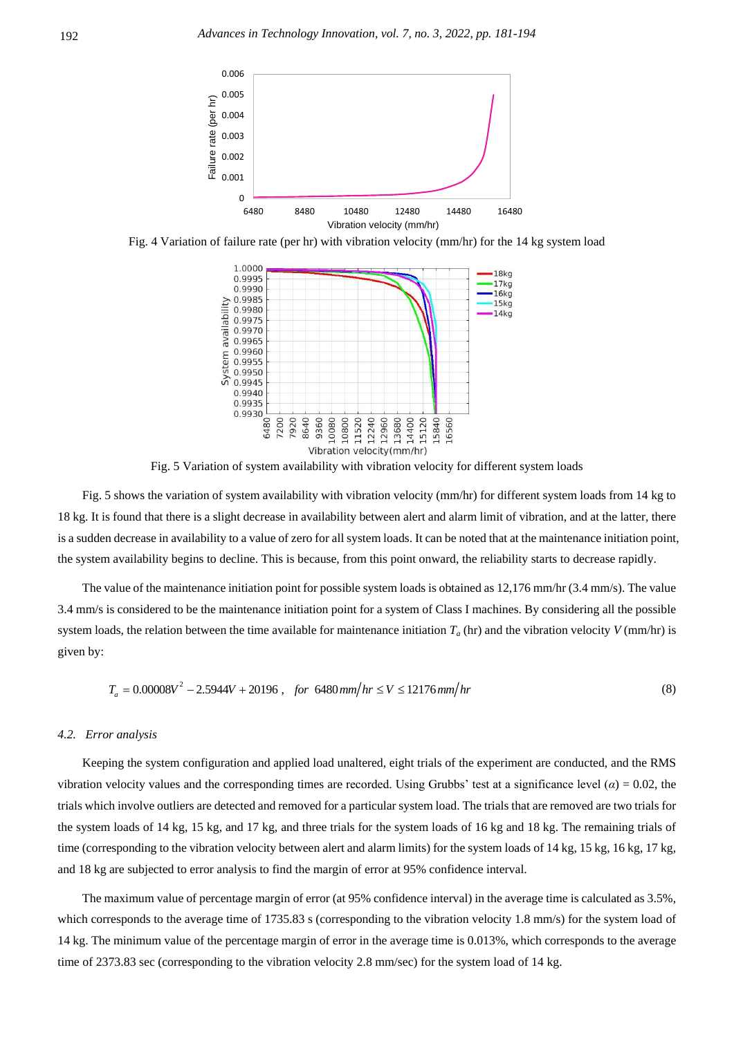Fig. 4 Variation of failure rate (per hr) with vibration velocity (mm/hr) for the 14 kg system load

Fig. 5 Variation of system availability with vibration velocity for different system loads

Fig. 5 shows the variation of system availability with vibration velocity (mm/hr) for different system loads from 14 kg to 18 kg. It is found that there is a slight decrease in availability between alert and alarm limit of vibration, and at the latter, there is a sudden decrease in availability to a value of zero for all system loads. It can be noted that at the maintenance initiation point, the system availability begins to decline. This is because, from this point onward, the reliability starts to decrease rapidly.

The value of the maintenance initiation point for possible system loads is obtained as 12,176 mm/hr (3.4 mm/s). The value 3.4 mm/s is considered to be the maintenance initiation point for a system of Class I machines. By considering all the possible system loads, the relation between the time available for maintenance initiation $T_a$ (hr) and the vibration velocity $V$ (mm/hr) is given by:

$$T_a = 0.00008V^2 - 2.5944V + 20196\,, \quad for\ \ 6480\,mm/hr \le V \le 12176\,mm/hr \tag{8}$$

### 4.2. Error analysis

Keeping the system configuration and applied load unaltered, eight trials of the experiment are conducted, and the RMS vibration velocity values and the corresponding times are recorded. Using Grubbs' test at a significance level ($\alpha$) = 0.02, the trials which involve outliers are detected and removed for a particular system load. The trials that are removed are two trials for the system loads of 14 kg, 15 kg, and 17 kg, and three trials for the system loads of 16 kg and 18 kg. The remaining trials of time (corresponding to the vibration velocity between alert and alarm limits) for the system loads of 14 kg, 15 kg, 16 kg, 17 kg, and 18 kg are subjected to error analysis to find the margin of error at 95% confidence interval.

The maximum value of percentage margin of error (at 95% confidence interval) in the average time is calculated as 3.5%, which corresponds to the average time of 1735.83 s (corresponding to the vibration velocity 1.8 mm/s) for the system load of 14 kg. The minimum value of the percentage margin of error in the average time is 0.013%, which corresponds to the average time of 2373.83 sec (corresponding to the vibration velocity 2.8 mm/sec) for the system load of 14 kg.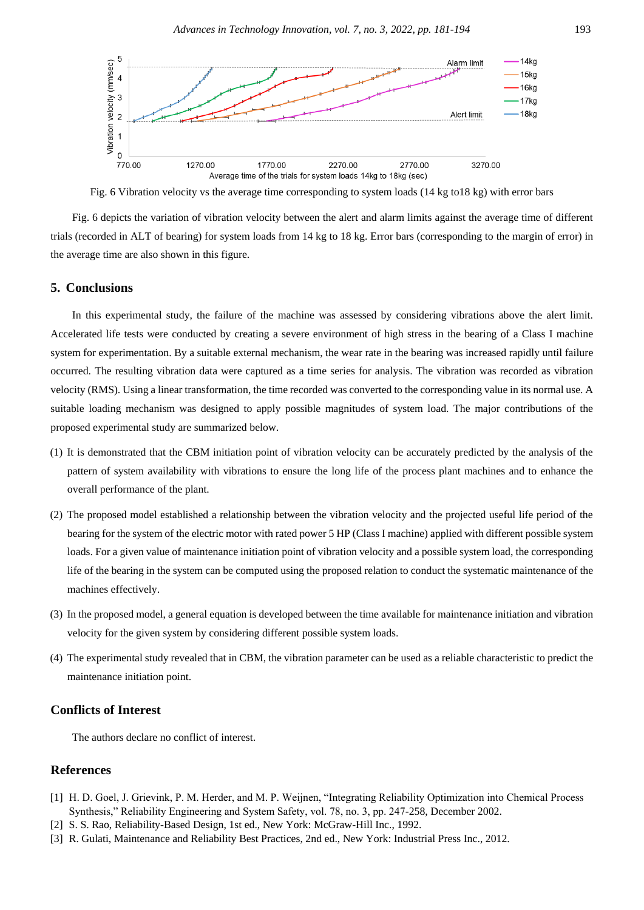Fig. 6 Vibration velocity vs the average time corresponding to system loads (14 kg to18 kg) with error bars

Fig. 6 depicts the variation of vibration velocity between the alert and alarm limits against the average time of different trials (recorded in ALT of bearing) for system loads from 14 kg to 18 kg. Error bars (corresponding to the margin of error) in the average time are also shown in this figure.

## 5. Conclusions

In this experimental study, the failure of the machine was assessed by considering vibrations above the alert limit. Accelerated life tests were conducted by creating a severe environment of high stress in the bearing of a Class I machine system for experimentation. By a suitable external mechanism, the wear rate in the bearing was increased rapidly until failure occurred. The resulting vibration data were captured as a time series for analysis. The vibration was recorded as vibration velocity (RMS). Using a linear transformation, the time recorded was converted to the corresponding value in its normal use. A suitable loading mechanism was designed to apply possible magnitudes of system load. The major contributions of the proposed experimental study are summarized below.

(1) It is demonstrated that the CBM initiation point of vibration velocity can be accurately predicted by the analysis of the pattern of system availability with vibrations to ensure the long life of the process plant machines and to enhance the overall performance of the plant.

(2) The proposed model established a relationship between the vibration velocity and the projected useful life period of the bearing for the system of the electric motor with rated power 5 HP (Class I machine) applied with different possible system loads. For a given value of maintenance initiation point of vibration velocity and a possible system load, the corresponding life of the bearing in the system can be computed using the proposed relation to conduct the systematic maintenance of the machines effectively.

(3) In the proposed model, a general equation is developed between the time available for maintenance initiation and vibration velocity for the given system by considering different possible system loads.

(4) The experimental study revealed that in CBM, the vibration parameter can be used as a reliable characteristic to predict the maintenance initiation point.

## Conflicts of Interest

The authors declare no conflict of interest.

## References

[1] H. D. Goel, J. Grievink, P. M. Herder, and M. P. Weijnen, "Integrating Reliability Optimization into Chemical Process Synthesis," Reliability Engineering and System Safety, vol. 78, no. 3, pp. 247-258, December 2002.

[2] S. S. Rao, Reliability-Based Design, 1st ed., New York: McGraw-Hill Inc., 1992.

[3] R. Gulati, Maintenance and Reliability Best Practices, 2nd ed., New York: Industrial Press Inc., 2012.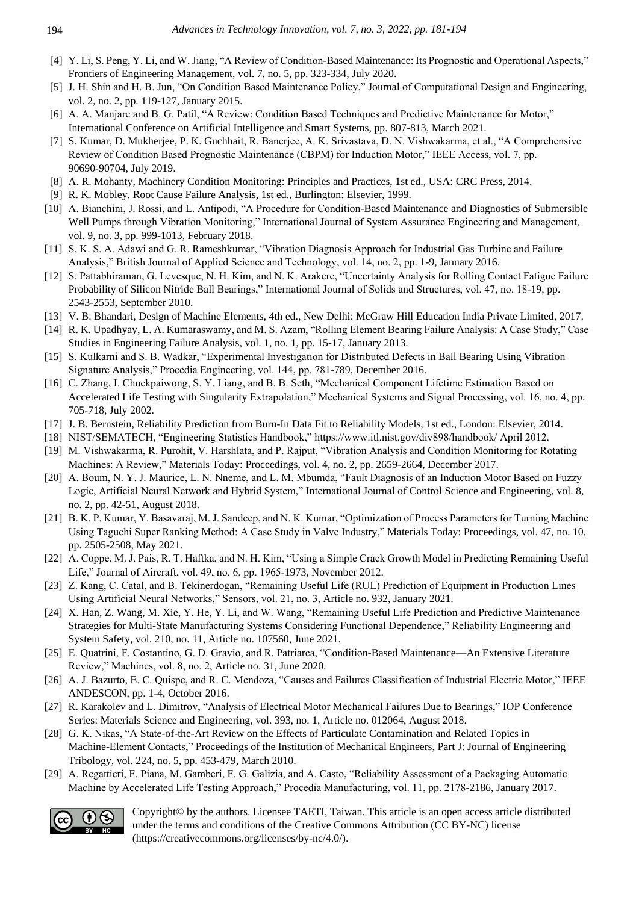[4] Y. Li, S. Peng, Y. Li, and W. Jiang, "A Review of Condition-Based Maintenance: Its Prognostic and Operational Aspects," Frontiers of Engineering Management, vol. 7, no. 5, pp. 323-334, July 2020.

[5] J. H. Shin and H. B. Jun, "On Condition Based Maintenance Policy," Journal of Computational Design and Engineering, vol. 2, no. 2, pp. 119-127, January 2015.

[6] A. A. Manjare and B. G. Patil, "A Review: Condition Based Techniques and Predictive Maintenance for Motor," International Conference on Artificial Intelligence and Smart Systems, pp. 807-813, March 2021.

[7] S. Kumar, D. Mukherjee, P. K. Guchhait, R. Banerjee, A. K. Srivastava, D. N. Vishwakarma, et al., "A Comprehensive Review of Condition Based Prognostic Maintenance (CBPM) for Induction Motor," IEEE Access, vol. 7, pp. 90690-90704, July 2019.

[8] A. R. Mohanty, Machinery Condition Monitoring: Principles and Practices, 1st ed., USA: CRC Press, 2014.

[9] R. K. Mobley, Root Cause Failure Analysis, 1st ed., Burlington: Elsevier, 1999.

[10] A. Bianchini, J. Rossi, and L. Antipodi, "A Procedure for Condition-Based Maintenance and Diagnostics of Submersible Well Pumps through Vibration Monitoring," International Journal of System Assurance Engineering and Management, vol. 9, no. 3, pp. 999-1013, February 2018.

[11] S. K. S. A. Adawi and G. R. Rameshkumar, "Vibration Diagnosis Approach for Industrial Gas Turbine and Failure Analysis," British Journal of Applied Science and Technology, vol. 14, no. 2, pp. 1-9, January 2016.

[12] S. Pattabhiraman, G. Levesque, N. H. Kim, and N. K. Arakere, "Uncertainty Analysis for Rolling Contact Fatigue Failure Probability of Silicon Nitride Ball Bearings," International Journal of Solids and Structures, vol. 47, no. 18-19, pp. 2543-2553, September 2010.

[13] V. B. Bhandari, Design of Machine Elements, 4th ed., New Delhi: McGraw Hill Education India Private Limited, 2017.

[14] R. K. Upadhyay, L. A. Kumaraswamy, and M. S. Azam, "Rolling Element Bearing Failure Analysis: A Case Study," Case Studies in Engineering Failure Analysis, vol. 1, no. 1, pp. 15-17, January 2013.

[15] S. Kulkarni and S. B. Wadkar, "Experimental Investigation for Distributed Defects in Ball Bearing Using Vibration Signature Analysis," Procedia Engineering, vol. 144, pp. 781-789, December 2016.

[16] C. Zhang, I. Chuckpaiwong, S. Y. Liang, and B. B. Seth, "Mechanical Component Lifetime Estimation Based on Accelerated Life Testing with Singularity Extrapolation," Mechanical Systems and Signal Processing, vol. 16, no. 4, pp. 705-718, July 2002.

[17] J. B. Bernstein, Reliability Prediction from Burn-In Data Fit to Reliability Models, 1st ed., London: Elsevier, 2014.

[18] NIST/SEMATECH, "Engineering Statistics Handbook," https://www.itl.nist.gov/div898/handbook/ April 2012.

[19] M. Vishwakarma, R. Purohit, V. Harshlata, and P. Rajput, "Vibration Analysis and Condition Monitoring for Rotating Machines: A Review," Materials Today: Proceedings, vol. 4, no. 2, pp. 2659-2664, December 2017.

[20] A. Boum, N. Y. J. Maurice, L. N. Nneme, and L. M. Mbumda, "Fault Diagnosis of an Induction Motor Based on Fuzzy Logic, Artificial Neural Network and Hybrid System," International Journal of Control Science and Engineering, vol. 8, no. 2, pp. 42-51, August 2018.

[21] B. K. P. Kumar, Y. Basavaraj, M. J. Sandeep, and N. K. Kumar, "Optimization of Process Parameters for Turning Machine Using Taguchi Super Ranking Method: A Case Study in Valve Industry," Materials Today: Proceedings, vol. 47, no. 10, pp. 2505-2508, May 2021.

[22] A. Coppe, M. J. Pais, R. T. Haftka, and N. H. Kim, "Using a Simple Crack Growth Model in Predicting Remaining Useful Life," Journal of Aircraft, vol. 49, no. 6, pp. 1965-1973, November 2012.

[23] Z. Kang, C. Catal, and B. Tekinerdogan, "Remaining Useful Life (RUL) Prediction of Equipment in Production Lines Using Artificial Neural Networks," Sensors, vol. 21, no. 3, Article no. 932, January 2021.

[24] X. Han, Z. Wang, M. Xie, Y. He, Y. Li, and W. Wang, "Remaining Useful Life Prediction and Predictive Maintenance Strategies for Multi-State Manufacturing Systems Considering Functional Dependence," Reliability Engineering and System Safety, vol. 210, no. 11, Article no. 107560, June 2021.

[25] E. Quatrini, F. Costantino, G. D. Gravio, and R. Patriarca, "Condition-Based Maintenance—An Extensive Literature Review," Machines, vol. 8, no. 2, Article no. 31, June 2020.

[26] A. J. Bazurto, E. C. Quispe, and R. C. Mendoza, "Causes and Failures Classification of Industrial Electric Motor," IEEE ANDESCON, pp. 1-4, October 2016.

[27] R. Karakolev and L. Dimitrov, "Analysis of Electrical Motor Mechanical Failures Due to Bearings," IOP Conference Series: Materials Science and Engineering, vol. 393, no. 1, Article no. 012064, August 2018.

[28] G. K. Nikas, "A State-of-the-Art Review on the Effects of Particulate Contamination and Related Topics in Machine-Element Contacts," Proceedings of the Institution of Mechanical Engineers, Part J: Journal of Engineering Tribology, vol. 224, no. 5, pp. 453-479, March 2010.

[29] A. Regattieri, F. Piana, M. Gamberi, F. G. Galizia, and A. Casto, "Reliability Assessment of a Packaging Automatic Machine by Accelerated Life Testing Approach," Procedia Manufacturing, vol. 11, pp. 2178-2186, January 2017.

Copyright© by the authors. Licensee TAETI, Taiwan. This article is an open access article distributed under the terms and conditions of the Creative Commons Attribution (CC BY-NC) license (https://creativecommons.org/licenses/by-nc/4.0/).